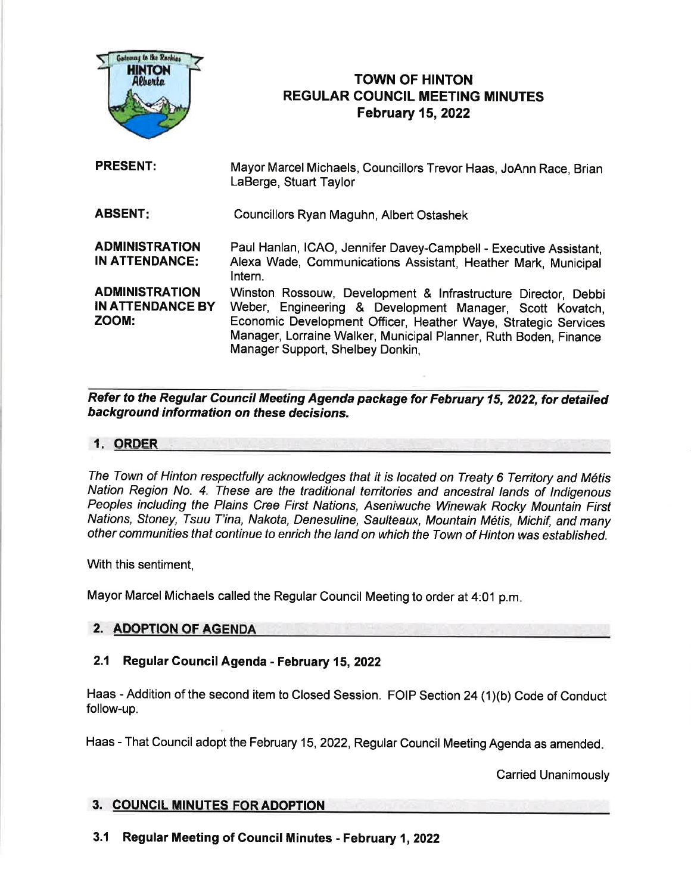# TOWN OF HINTON
## REGULAR COUNCIL MEETING MINUTES
### February 15, 2022

| | |
|---|---|
| **PRESENT:** | Mayor Marcel Michaels, Councillors Trevor Haas, JoAnn Race, Brian LaBerge, Stuart Taylor |
| **ABSENT:** | Councillors Ryan Maguhn, Albert Ostashek |
| **ADMINISTRATION IN ATTENDANCE:** | Paul Hanlan, ICAO, Jennifer Davey-Campbell - Executive Assistant, Alexa Wade, Communications Assistant, Heather Mark, Municipal Intern. |
| **ADMINISTRATION IN ATTENDANCE BY ZOOM:** | Winston Rossouw, Development & Infrastructure Director, Debbi Weber, Engineering & Development Manager, Scott Kovatch, Economic Development Officer, Heather Waye, Strategic Services Manager, Lorraine Walker, Municipal Planner, Ruth Boden, Finance Manager Support, Shelbey Donkin, |

***Refer to the Regular Council Meeting Agenda package for February 15, 2022, for detailed background information on these decisions.***

## 1. ORDER

*The Town of Hinton respectfully acknowledges that it is located on Treaty 6 Territory and Métis Nation Region No. 4. These are the traditional territories and ancestral lands of Indigenous Peoples including the Plains Cree First Nations, Aseniwuche Winewak Rocky Mountain First Nations, Stoney, Tsuu T'ina, Nakota, Denesuline, Saulteaux, Mountain Métis, Michif, and many other communities that continue to enrich the land on which the Town of Hinton was established.*

With this sentiment,

Mayor Marcel Michaels called the Regular Council Meeting to order at 4:01 p.m.

## 2. ADOPTION OF AGENDA

### 2.1 Regular Council Agenda - February 15, 2022

Haas - Addition of the second item to Closed Session. FOIP Section 24 (1)(b) Code of Conduct follow-up.

Haas - That Council adopt the February 15, 2022, Regular Council Meeting Agenda as amended.

Carried Unanimously

## 3. COUNCIL MINUTES FOR ADOPTION

### 3.1 Regular Meeting of Council Minutes - February 1, 2022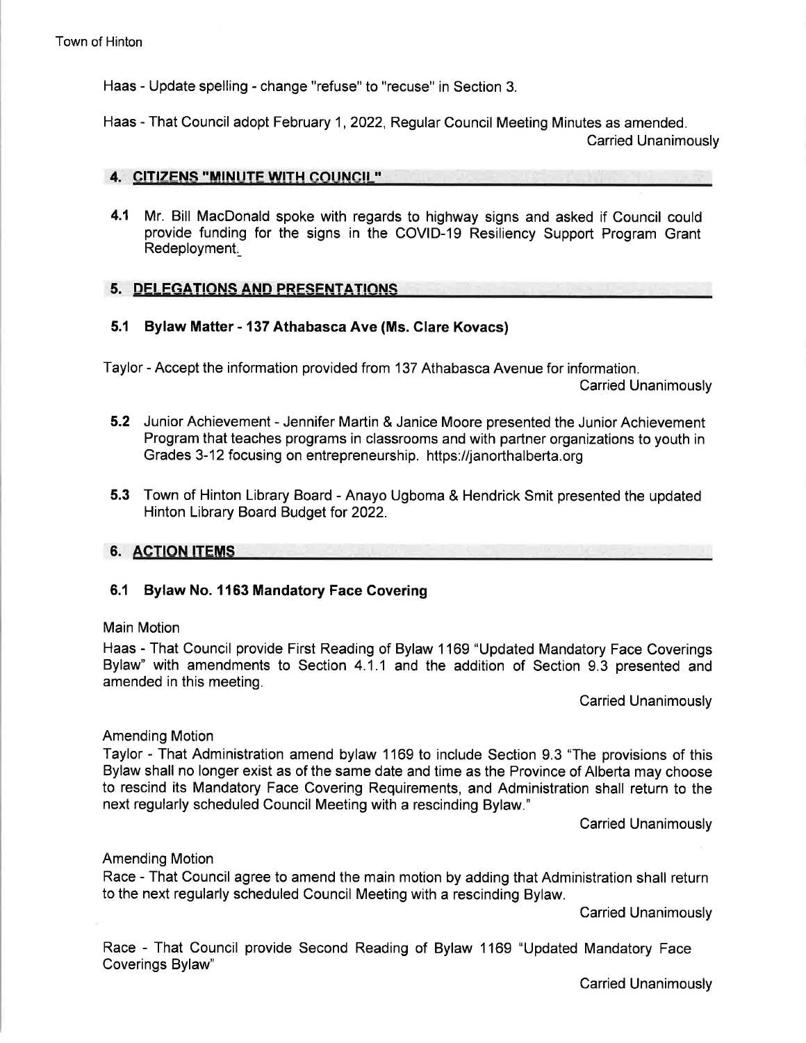Haas - Update spelling - change "refuse" to "recuse" in Section 3.

Haas - That Council adopt February 1, 2022, Regular Council Meeting Minutes as amended.

Carried Unanimously

## 4. CITIZENS "MINUTE WITH COUNCIL"

**4.1** Mr. Bill MacDonald spoke with regards to highway signs and asked if Council could provide funding for the signs in the COVID-19 Resiliency Support Program Grant Redeployment.

## 5. DELEGATIONS AND PRESENTATIONS

### 5.1 Bylaw Matter - 137 Athabasca Ave (Ms. Clare Kovacs)

Taylor - Accept the information provided from 137 Athabasca Avenue for information.

Carried Unanimously

**5.2** Junior Achievement - Jennifer Martin & Janice Moore presented the Junior Achievement Program that teaches programs in classrooms and with partner organizations to youth in Grades 3-12 focusing on entrepreneurship. https://janorthalberta.org

**5.3** Town of Hinton Library Board - Anayo Ugboma & Hendrick Smit presented the updated Hinton Library Board Budget for 2022.

## 6. ACTION ITEMS

### 6.1 Bylaw No. 1163 Mandatory Face Covering

Main Motion

Haas - That Council provide First Reading of Bylaw 1169 "Updated Mandatory Face Coverings Bylaw" with amendments to Section 4.1.1 and the addition of Section 9.3 presented and amended in this meeting.

Carried Unanimously

Amending Motion

Taylor - That Administration amend bylaw 1169 to include Section 9.3 "The provisions of this Bylaw shall no longer exist as of the same date and time as the Province of Alberta may choose to rescind its Mandatory Face Covering Requirements, and Administration shall return to the next regularly scheduled Council Meeting with a rescinding Bylaw."

Carried Unanimously

Amending Motion

Race - That Council agree to amend the main motion by adding that Administration shall return to the next regularly scheduled Council Meeting with a rescinding Bylaw.

Carried Unanimously

Race - That Council provide Second Reading of Bylaw 1169 "Updated Mandatory Face Coverings Bylaw"

Carried Unanimously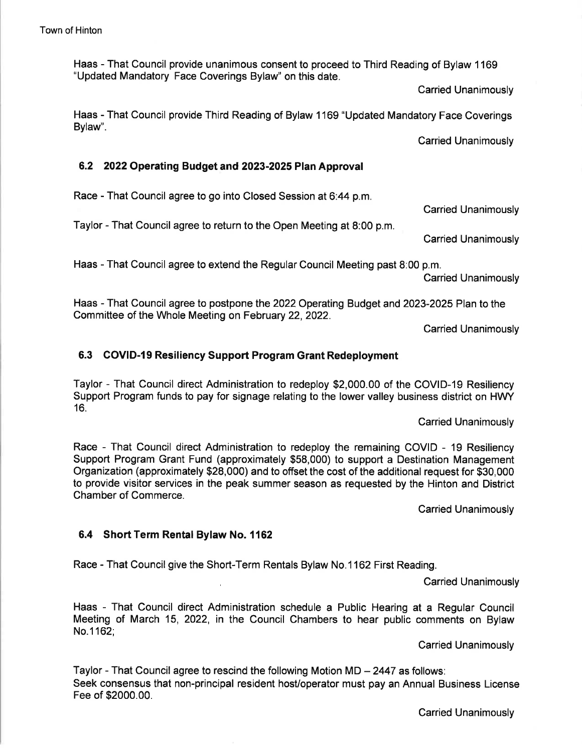Haas - That Council provide unanimous consent to proceed to Third Reading of Bylaw 1169 "Updated Mandatory Face Coverings Bylaw" on this date.

Carried Unanimously

Haas - That Council provide Third Reading of Bylaw 1169 "Updated Mandatory Face Coverings Bylaw".

Carried Unanimously

### 6.2 2022 Operating Budget and 2023-2025 Plan Approval

Race - That Council agree to go into Closed Session at 6:44 p.m.

Carried Unanimously

Taylor - That Council agree to return to the Open Meeting at 8:00 p.m.

Carried Unanimously

Haas - That Council agree to extend the Regular Council Meeting past 8:00 p.m.

Carried Unanimously

Haas - That Council agree to postpone the 2022 Operating Budget and 2023-2025 Plan to the Committee of the Whole Meeting on February 22, 2022.

Carried Unanimously

### 6.3 COVID-19 Resiliency Support Program Grant Redeployment

Taylor - That Council direct Administration to redeploy $2,000.00 of the COVID-19 Resiliency Support Program funds to pay for signage relating to the lower valley business district on HWY 16.

Carried Unanimously

Race - That Council direct Administration to redeploy the remaining COVID - 19 Resiliency Support Program Grant Fund (approximately $58,000) to support a Destination Management Organization (approximately $28,000) and to offset the cost of the additional request for $30,000 to provide visitor services in the peak summer season as requested by the Hinton and District Chamber of Commerce.

Carried Unanimously

### 6.4 Short Term Rental Bylaw No. 1162

Race - That Council give the Short-Term Rentals Bylaw No.1162 First Reading.

Carried Unanimously

Haas - That Council direct Administration schedule a Public Hearing at a Regular Council Meeting of March 15, 2022, in the Council Chambers to hear public comments on Bylaw No.1162;

Carried Unanimously

Taylor - That Council agree to rescind the following Motion MD – 2447 as follows:
Seek consensus that non-principal resident host/operator must pay an Annual Business License Fee of $2000.00.

Carried Unanimously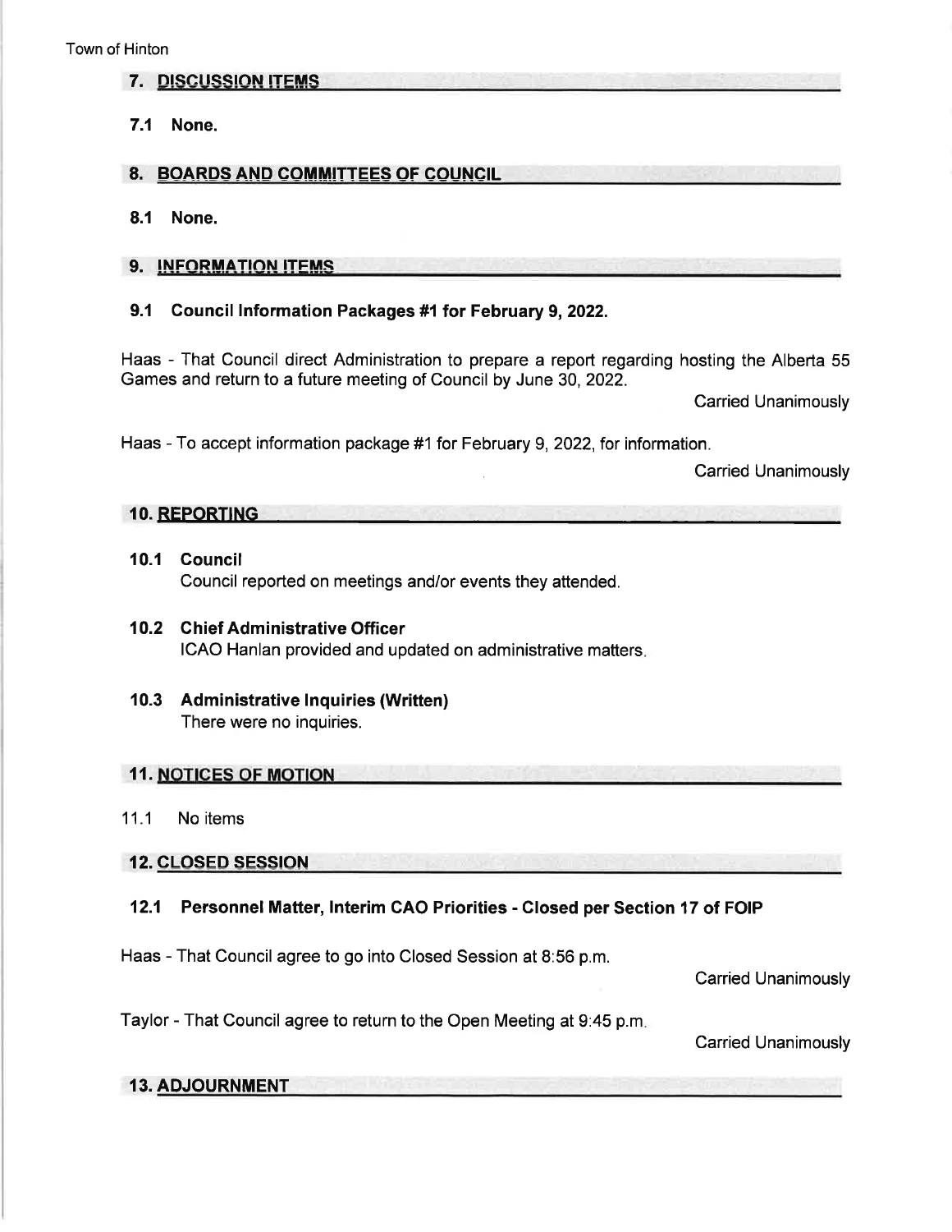## 7. DISCUSSION ITEMS

### 7.1 None.

## 8. BOARDS AND COMMITTEES OF COUNCIL

### 8.1 None.

## 9. INFORMATION ITEMS

### 9.1 Council Information Packages #1 for February 9, 2022.

Haas - That Council direct Administration to prepare a report regarding hosting the Alberta 55 Games and return to a future meeting of Council by June 30, 2022.

Carried Unanimously

Haas - To accept information package #1 for February 9, 2022, for information.

Carried Unanimously

## 10. REPORTING

### 10.1 Council

Council reported on meetings and/or events they attended.

### 10.2 Chief Administrative Officer

ICAO Hanlan provided and updated on administrative matters.

### 10.3 Administrative Inquiries (Written)

There were no inquiries.

## 11. NOTICES OF MOTION

11.1 No items

## 12. CLOSED SESSION

### 12.1 Personnel Matter, Interim CAO Priorities - Closed per Section 17 of FOIP

Haas - That Council agree to go into Closed Session at 8:56 p.m.

Carried Unanimously

Taylor - That Council agree to return to the Open Meeting at 9:45 p.m.

Carried Unanimously

## 13. ADJOURNMENT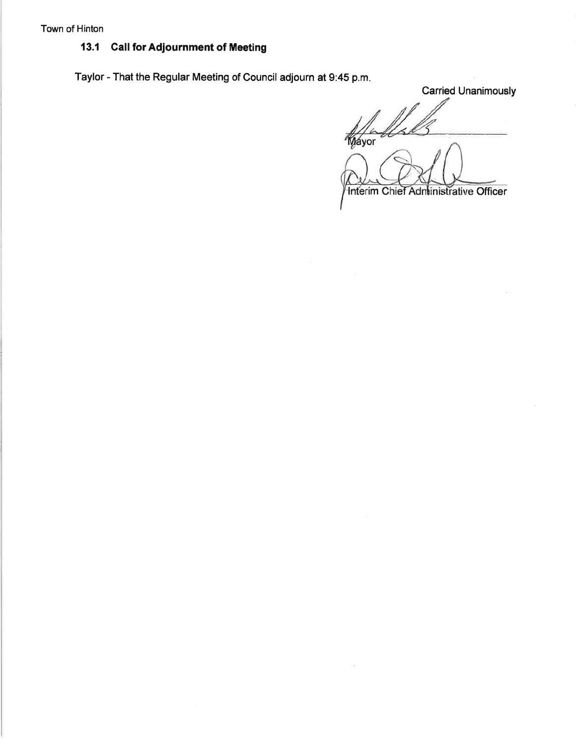### 13.1 Call for Adjournment of Meeting

Taylor - That the Regular Meeting of Council adjourn at 9:45 p.m.

Carried Unanimously

Mayor

Interim Chief Administrative Officer